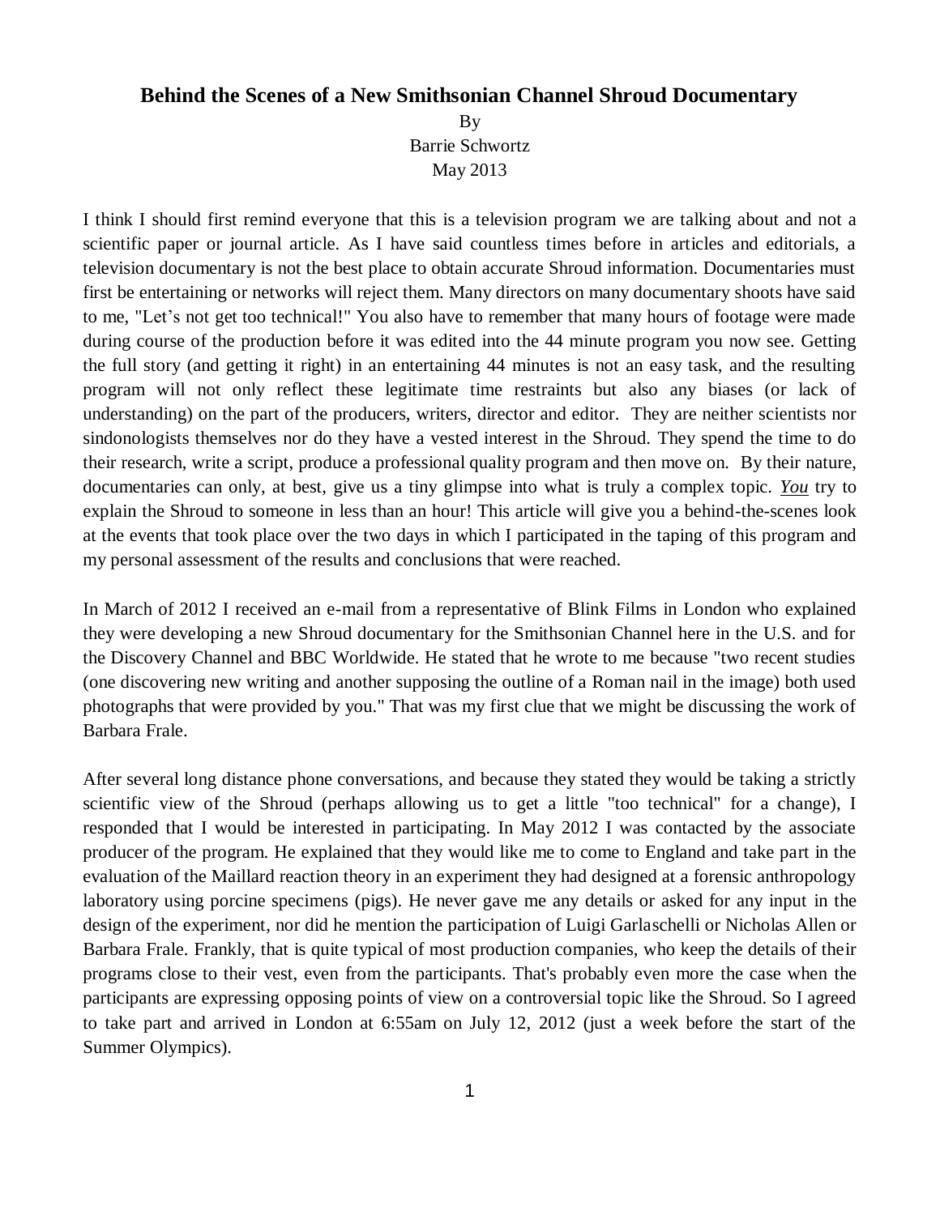# Behind the Scenes of a New Smithsonian Channel Shroud Documentary

By
Barrie Schwortz
May 2013

I think I should first remind everyone that this is a television program we are talking about and not a scientific paper or journal article. As I have said countless times before in articles and editorials, a television documentary is not the best place to obtain accurate Shroud information. Documentaries must first be entertaining or networks will reject them. Many directors on many documentary shoots have said to me, "Let's not get too technical!" You also have to remember that many hours of footage were made during course of the production before it was edited into the 44 minute program you now see. Getting the full story (and getting it right) in an entertaining 44 minutes is not an easy task, and the resulting program will not only reflect these legitimate time restraints but also any biases (or lack of understanding) on the part of the producers, writers, director and editor. They are neither scientists nor sindonologists themselves nor do they have a vested interest in the Shroud. They spend the time to do their research, write a script, produce a professional quality program and then move on. By their nature, documentaries can only, at best, give us a tiny glimpse into what is truly a complex topic. ***You*** try to explain the Shroud to someone in less than an hour! This article will give you a behind-the-scenes look at the events that took place over the two days in which I participated in the taping of this program and my personal assessment of the results and conclusions that were reached.

In March of 2012 I received an e-mail from a representative of Blink Films in London who explained they were developing a new Shroud documentary for the Smithsonian Channel here in the U.S. and for the Discovery Channel and BBC Worldwide. He stated that he wrote to me because "two recent studies (one discovering new writing and another supposing the outline of a Roman nail in the image) both used photographs that were provided by you." That was my first clue that we might be discussing the work of Barbara Frale.

After several long distance phone conversations, and because they stated they would be taking a strictly scientific view of the Shroud (perhaps allowing us to get a little "too technical" for a change), I responded that I would be interested in participating. In May 2012 I was contacted by the associate producer of the program. He explained that they would like me to come to England and take part in the evaluation of the Maillard reaction theory in an experiment they had designed at a forensic anthropology laboratory using porcine specimens (pigs). He never gave me any details or asked for any input in the design of the experiment, nor did he mention the participation of Luigi Garlaschelli or Nicholas Allen or Barbara Frale. Frankly, that is quite typical of most production companies, who keep the details of their programs close to their vest, even from the participants. That's probably even more the case when the participants are expressing opposing points of view on a controversial topic like the Shroud. So I agreed to take part and arrived in London at 6:55am on July 12, 2012 (just a week before the start of the Summer Olympics).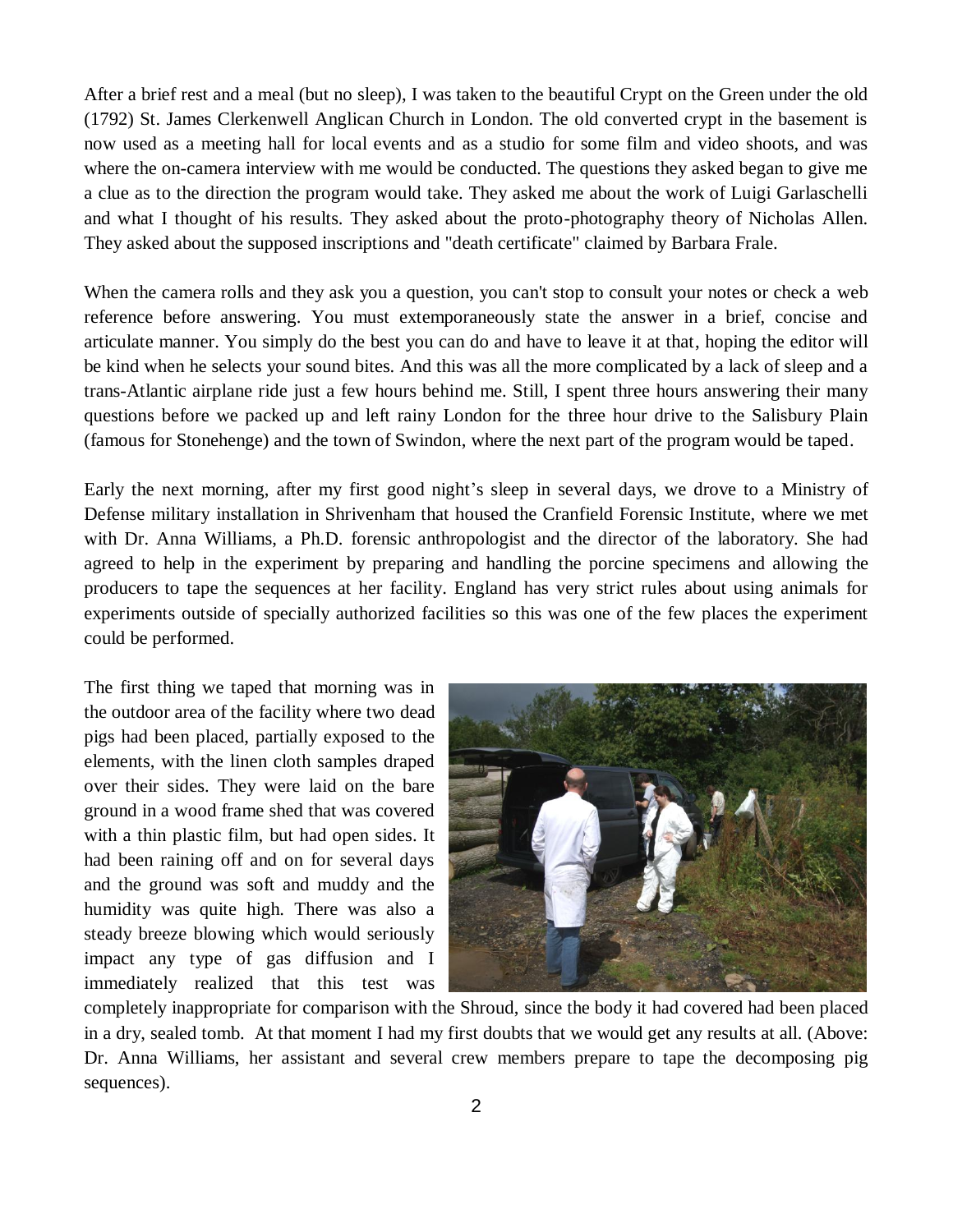After a brief rest and a meal (but no sleep), I was taken to the beautiful Crypt on the Green under the old (1792) St. James Clerkenwell Anglican Church in London. The old converted crypt in the basement is now used as a meeting hall for local events and as a studio for some film and video shoots, and was where the on-camera interview with me would be conducted. The questions they asked began to give me a clue as to the direction the program would take. They asked me about the work of Luigi Garlaschelli and what I thought of his results. They asked about the proto-photography theory of Nicholas Allen. They asked about the supposed inscriptions and "death certificate" claimed by Barbara Frale.

When the camera rolls and they ask you a question, you can't stop to consult your notes or check a web reference before answering. You must extemporaneously state the answer in a brief, concise and articulate manner. You simply do the best you can do and have to leave it at that, hoping the editor will be kind when he selects your sound bites. And this was all the more complicated by a lack of sleep and a trans-Atlantic airplane ride just a few hours behind me. Still, I spent three hours answering their many questions before we packed up and left rainy London for the three hour drive to the Salisbury Plain (famous for Stonehenge) and the town of Swindon, where the next part of the program would be taped.

Early the next morning, after my first good night's sleep in several days, we drove to a Ministry of Defense military installation in Shrivenham that housed the Cranfield Forensic Institute, where we met with Dr. Anna Williams, a Ph.D. forensic anthropologist and the director of the laboratory. She had agreed to help in the experiment by preparing and handling the porcine specimens and allowing the producers to tape the sequences at her facility. England has very strict rules about using animals for experiments outside of specially authorized facilities so this was one of the few places the experiment could be performed.

The first thing we taped that morning was in the outdoor area of the facility where two dead pigs had been placed, partially exposed to the elements, with the linen cloth samples draped over their sides. They were laid on the bare ground in a wood frame shed that was covered with a thin plastic film, but had open sides. It had been raining off and on for several days and the ground was soft and muddy and the humidity was quite high. There was also a steady breeze blowing which would seriously impact any type of gas diffusion and I immediately realized that this test was completely inappropriate for comparison with the Shroud, since the body it had covered had been placed in a dry, sealed tomb. At that moment I had my first doubts that we would get any results at all. (Above: Dr. Anna Williams, her assistant and several crew members prepare to tape the decomposing pig sequences).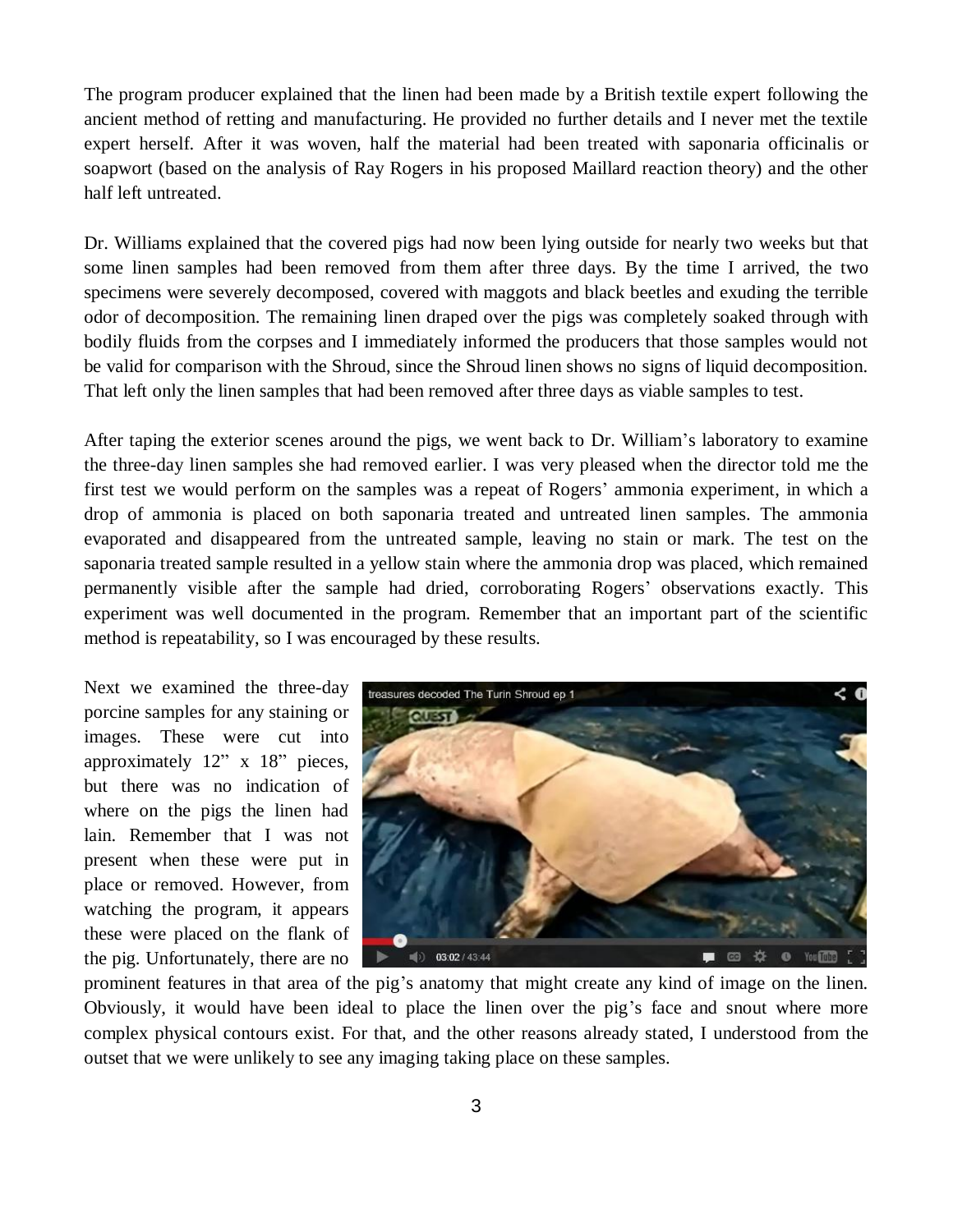The program producer explained that the linen had been made by a British textile expert following the ancient method of retting and manufacturing. He provided no further details and I never met the textile expert herself. After it was woven, half the material had been treated with saponaria officinalis or soapwort (based on the analysis of Ray Rogers in his proposed Maillard reaction theory) and the other half left untreated.

Dr. Williams explained that the covered pigs had now been lying outside for nearly two weeks but that some linen samples had been removed from them after three days. By the time I arrived, the two specimens were severely decomposed, covered with maggots and black beetles and exuding the terrible odor of decomposition. The remaining linen draped over the pigs was completely soaked through with bodily fluids from the corpses and I immediately informed the producers that those samples would not be valid for comparison with the Shroud, since the Shroud linen shows no signs of liquid decomposition. That left only the linen samples that had been removed after three days as viable samples to test.

After taping the exterior scenes around the pigs, we went back to Dr. William's laboratory to examine the three-day linen samples she had removed earlier. I was very pleased when the director told me the first test we would perform on the samples was a repeat of Rogers' ammonia experiment, in which a drop of ammonia is placed on both saponaria treated and untreated linen samples. The ammonia evaporated and disappeared from the untreated sample, leaving no stain or mark. The test on the saponaria treated sample resulted in a yellow stain where the ammonia drop was placed, which remained permanently visible after the sample had dried, corroborating Rogers' observations exactly. This experiment was well documented in the program. Remember that an important part of the scientific method is repeatability, so I was encouraged by these results.

Next we examined the three-day porcine samples for any staining or images. These were cut into approximately 12" x 18" pieces, but there was no indication of where on the pigs the linen had lain. Remember that I was not present when these were put in place or removed. However, from watching the program, it appears these were placed on the flank of the pig. Unfortunately, there are no prominent features in that area of the pig's anatomy that might create any kind of image on the linen. Obviously, it would have been ideal to place the linen over the pig's face and snout where more complex physical contours exist. For that, and the other reasons already stated, I understood from the outset that we were unlikely to see any imaging taking place on these samples.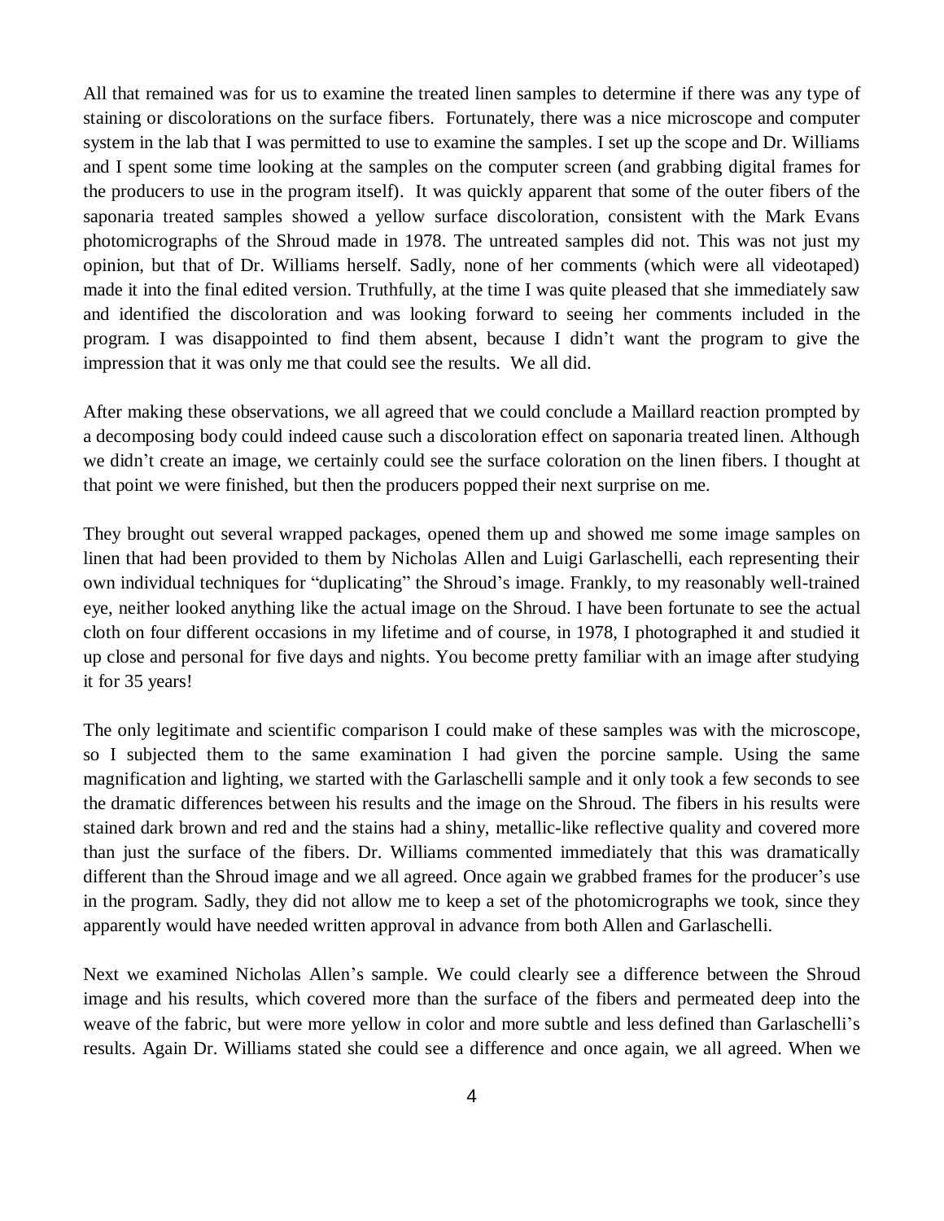All that remained was for us to examine the treated linen samples to determine if there was any type of staining or discolorations on the surface fibers. Fortunately, there was a nice microscope and computer system in the lab that I was permitted to use to examine the samples. I set up the scope and Dr. Williams and I spent some time looking at the samples on the computer screen (and grabbing digital frames for the producers to use in the program itself). It was quickly apparent that some of the outer fibers of the saponaria treated samples showed a yellow surface discoloration, consistent with the Mark Evans photomicrographs of the Shroud made in 1978. The untreated samples did not. This was not just my opinion, but that of Dr. Williams herself. Sadly, none of her comments (which were all videotaped) made it into the final edited version. Truthfully, at the time I was quite pleased that she immediately saw and identified the discoloration and was looking forward to seeing her comments included in the program. I was disappointed to find them absent, because I didn't want the program to give the impression that it was only me that could see the results. We all did.

After making these observations, we all agreed that we could conclude a Maillard reaction prompted by a decomposing body could indeed cause such a discoloration effect on saponaria treated linen. Although we didn't create an image, we certainly could see the surface coloration on the linen fibers. I thought at that point we were finished, but then the producers popped their next surprise on me.

They brought out several wrapped packages, opened them up and showed me some image samples on linen that had been provided to them by Nicholas Allen and Luigi Garlaschelli, each representing their own individual techniques for "duplicating" the Shroud's image. Frankly, to my reasonably well-trained eye, neither looked anything like the actual image on the Shroud. I have been fortunate to see the actual cloth on four different occasions in my lifetime and of course, in 1978, I photographed it and studied it up close and personal for five days and nights. You become pretty familiar with an image after studying it for 35 years!

The only legitimate and scientific comparison I could make of these samples was with the microscope, so I subjected them to the same examination I had given the porcine sample. Using the same magnification and lighting, we started with the Garlaschelli sample and it only took a few seconds to see the dramatic differences between his results and the image on the Shroud. The fibers in his results were stained dark brown and red and the stains had a shiny, metallic-like reflective quality and covered more than just the surface of the fibers. Dr. Williams commented immediately that this was dramatically different than the Shroud image and we all agreed. Once again we grabbed frames for the producer's use in the program. Sadly, they did not allow me to keep a set of the photomicrographs we took, since they apparently would have needed written approval in advance from both Allen and Garlaschelli.

Next we examined Nicholas Allen's sample. We could clearly see a difference between the Shroud image and his results, which covered more than the surface of the fibers and permeated deep into the weave of the fabric, but were more yellow in color and more subtle and less defined than Garlaschelli's results. Again Dr. Williams stated she could see a difference and once again, we all agreed. When we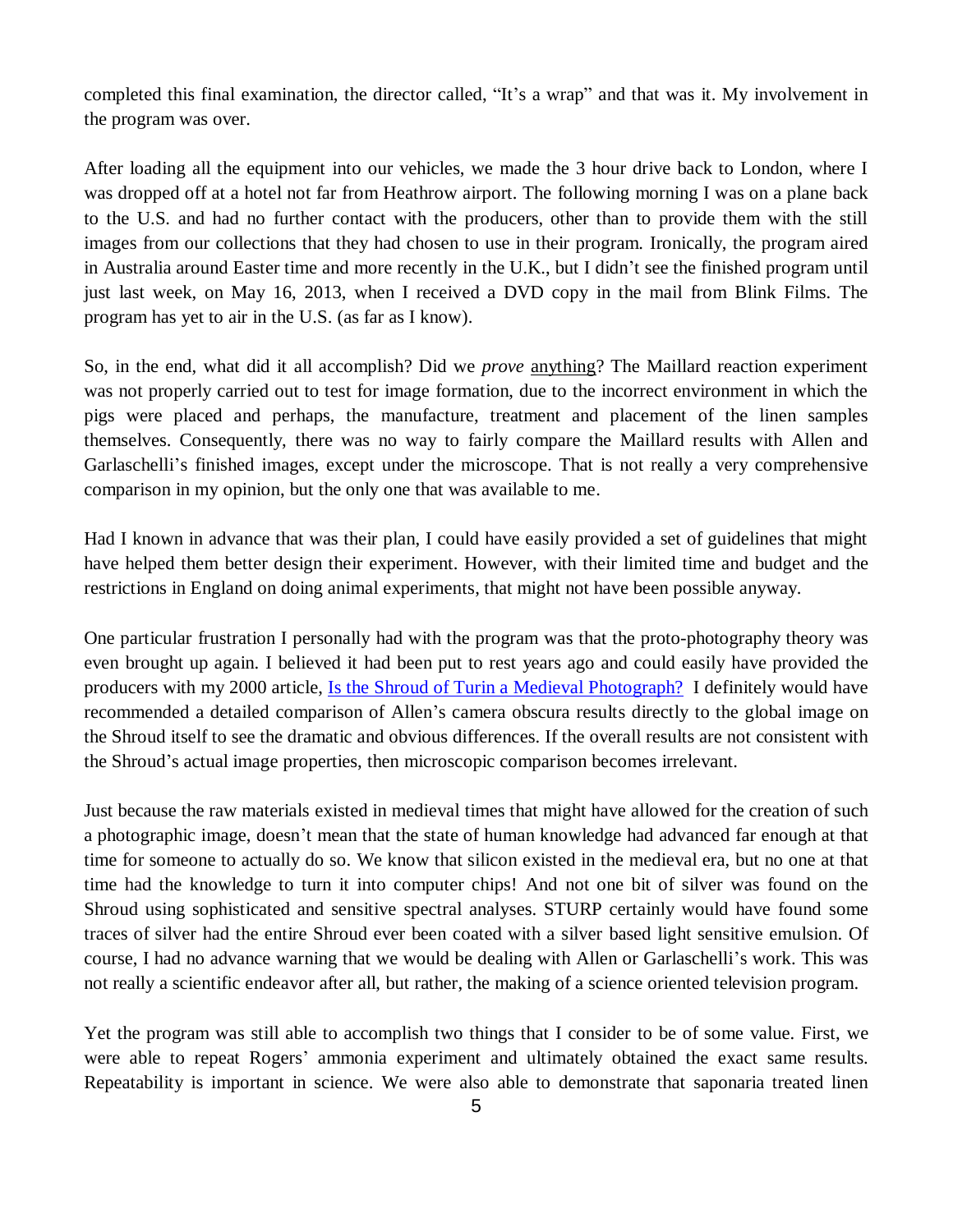completed this final examination, the director called, "It's a wrap" and that was it. My involvement in the program was over.

After loading all the equipment into our vehicles, we made the 3 hour drive back to London, where I was dropped off at a hotel not far from Heathrow airport. The following morning I was on a plane back to the U.S. and had no further contact with the producers, other than to provide them with the still images from our collections that they had chosen to use in their program. Ironically, the program aired in Australia around Easter time and more recently in the U.K., but I didn't see the finished program until just last week, on May 16, 2013, when I received a DVD copy in the mail from Blink Films. The program has yet to air in the U.S. (as far as I know).

So, in the end, what did it all accomplish? Did we *prove* anything? The Maillard reaction experiment was not properly carried out to test for image formation, due to the incorrect environment in which the pigs were placed and perhaps, the manufacture, treatment and placement of the linen samples themselves. Consequently, there was no way to fairly compare the Maillard results with Allen and Garlaschelli's finished images, except under the microscope. That is not really a very comprehensive comparison in my opinion, but the only one that was available to me.

Had I known in advance that was their plan, I could have easily provided a set of guidelines that might have helped them better design their experiment. However, with their limited time and budget and the restrictions in England on doing animal experiments, that might not have been possible anyway.

One particular frustration I personally had with the program was that the proto-photography theory was even brought up again. I believed it had been put to rest years ago and could easily have provided the producers with my 2000 article, Is the Shroud of Turin a Medieval Photograph? I definitely would have recommended a detailed comparison of Allen's camera obscura results directly to the global image on the Shroud itself to see the dramatic and obvious differences. If the overall results are not consistent with the Shroud's actual image properties, then microscopic comparison becomes irrelevant.

Just because the raw materials existed in medieval times that might have allowed for the creation of such a photographic image, doesn't mean that the state of human knowledge had advanced far enough at that time for someone to actually do so. We know that silicon existed in the medieval era, but no one at that time had the knowledge to turn it into computer chips! And not one bit of silver was found on the Shroud using sophisticated and sensitive spectral analyses. STURP certainly would have found some traces of silver had the entire Shroud ever been coated with a silver based light sensitive emulsion. Of course, I had no advance warning that we would be dealing with Allen or Garlaschelli's work. This was not really a scientific endeavor after all, but rather, the making of a science oriented television program.

Yet the program was still able to accomplish two things that I consider to be of some value. First, we were able to repeat Rogers' ammonia experiment and ultimately obtained the exact same results. Repeatability is important in science. We were also able to demonstrate that saponaria treated linen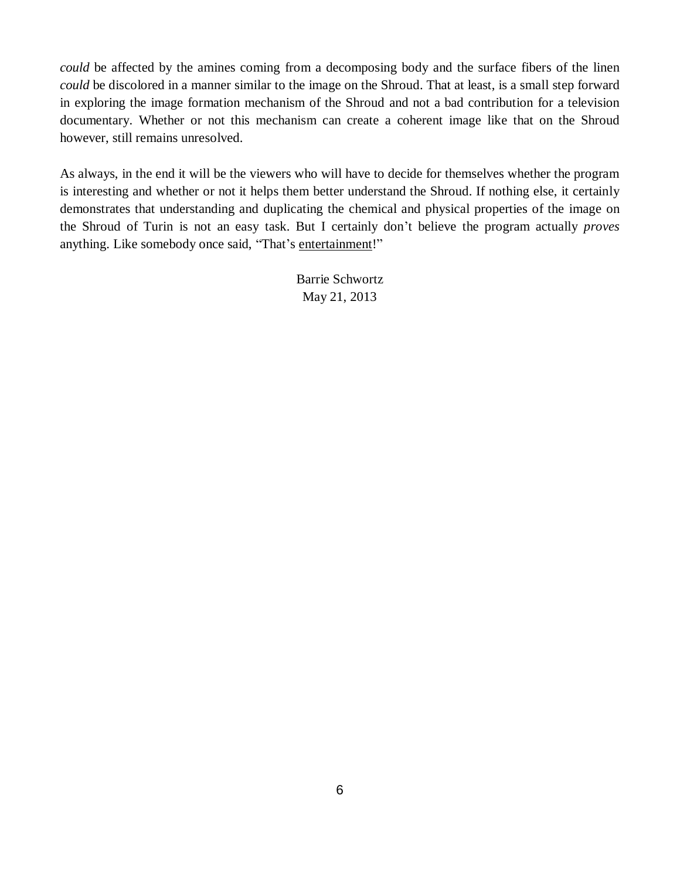*could* be affected by the amines coming from a decomposing body and the surface fibers of the linen *could* be discolored in a manner similar to the image on the Shroud. That at least, is a small step forward in exploring the image formation mechanism of the Shroud and not a bad contribution for a television documentary. Whether or not this mechanism can create a coherent image like that on the Shroud however, still remains unresolved.

As always, in the end it will be the viewers who will have to decide for themselves whether the program is interesting and whether or not it helps them better understand the Shroud. If nothing else, it certainly demonstrates that understanding and duplicating the chemical and physical properties of the image on the Shroud of Turin is not an easy task. But I certainly don't believe the program actually *proves* anything. Like somebody once said, "That's entertainment!"

Barrie Schwortz
May 21, 2013